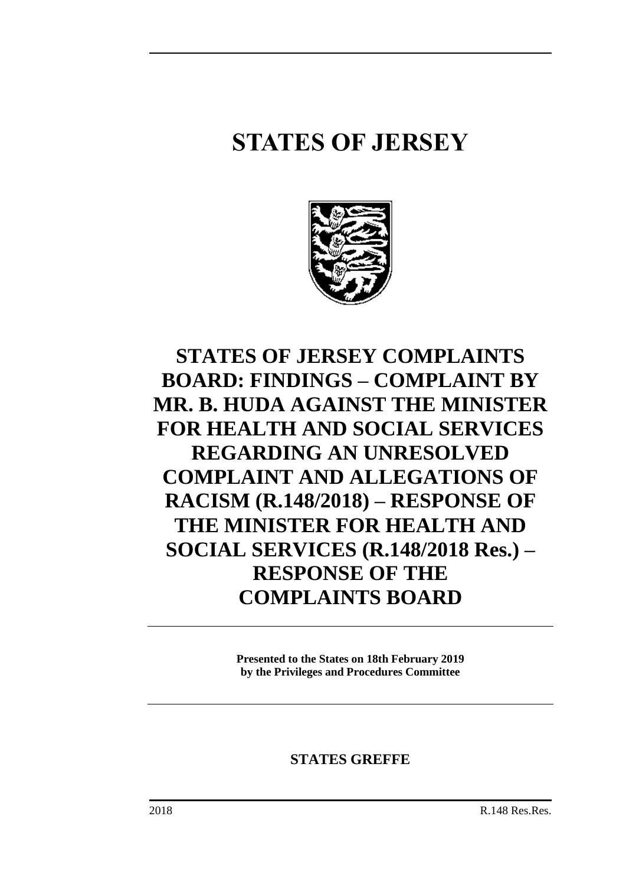# STATES OF JERSEY

## STATES OF JERSEY COMPLAINTS BOARD: FINDINGS – COMPLAINT BY MR. B. HUDA AGAINST THE MINISTER FOR HEALTH AND SOCIAL SERVICES REGARDING AN UNRESOLVED COMPLAINT AND ALLEGATIONS OF RACISM (R.148/2018) – RESPONSE OF THE MINISTER FOR HEALTH AND SOCIAL SERVICES (R.148/2018 Res.) – RESPONSE OF THE COMPLAINTS BOARD

**Presented to the States on 18th February 2019 by the Privileges and Procedures Committee**

**STATES GREFFE**

2018 R.148 Res.Res.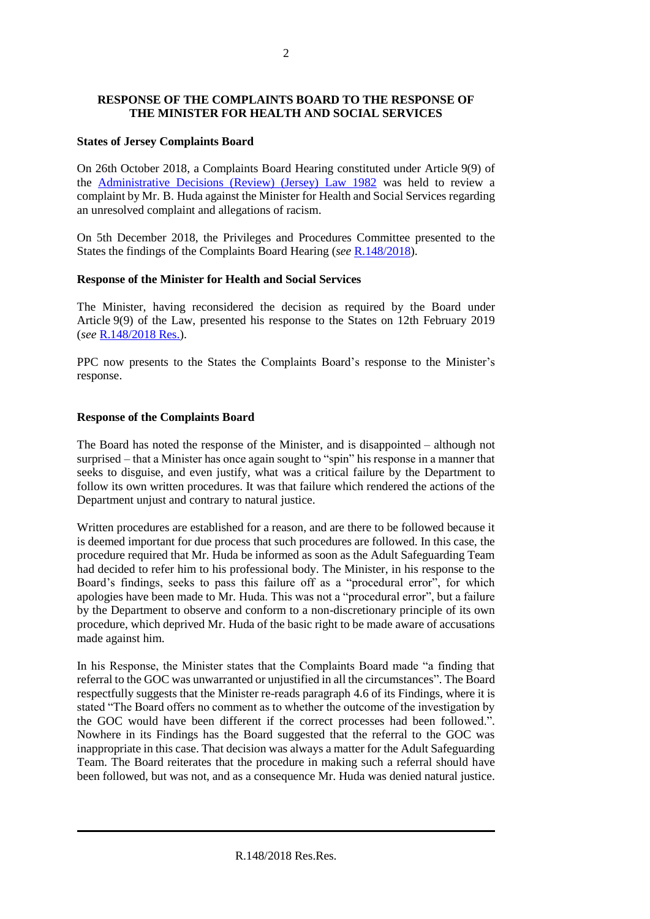**RESPONSE OF THE COMPLAINTS BOARD TO THE RESPONSE OF THE MINISTER FOR HEALTH AND SOCIAL SERVICES**

**States of Jersey Complaints Board**

On 26th October 2018, a Complaints Board Hearing constituted under Article 9(9) of the Administrative Decisions (Review) (Jersey) Law 1982 was held to review a complaint by Mr. B. Huda against the Minister for Health and Social Services regarding an unresolved complaint and allegations of racism.

On 5th December 2018, the Privileges and Procedures Committee presented to the States the findings of the Complaints Board Hearing (*see* R.148/2018).

**Response of the Minister for Health and Social Services**

The Minister, having reconsidered the decision as required by the Board under Article 9(9) of the Law, presented his response to the States on 12th February 2019 (*see* R.148/2018 Res.).

PPC now presents to the States the Complaints Board's response to the Minister's response.

**Response of the Complaints Board**

The Board has noted the response of the Minister, and is disappointed – although not surprised – that a Minister has once again sought to "spin" his response in a manner that seeks to disguise, and even justify, what was a critical failure by the Department to follow its own written procedures. It was that failure which rendered the actions of the Department unjust and contrary to natural justice.

Written procedures are established for a reason, and are there to be followed because it is deemed important for due process that such procedures are followed. In this case, the procedure required that Mr. Huda be informed as soon as the Adult Safeguarding Team had decided to refer him to his professional body. The Minister, in his response to the Board's findings, seeks to pass this failure off as a "procedural error", for which apologies have been made to Mr. Huda. This was not a "procedural error", but a failure by the Department to observe and conform to a non-discretionary principle of its own procedure, which deprived Mr. Huda of the basic right to be made aware of accusations made against him.

In his Response, the Minister states that the Complaints Board made "a finding that referral to the GOC was unwarranted or unjustified in all the circumstances". The Board respectfully suggests that the Minister re-reads paragraph 4.6 of its Findings, where it is stated "The Board offers no comment as to whether the outcome of the investigation by the GOC would have been different if the correct processes had been followed.". Nowhere in its Findings has the Board suggested that the referral to the GOC was inappropriate in this case. That decision was always a matter for the Adult Safeguarding Team. The Board reiterates that the procedure in making such a referral should have been followed, but was not, and as a consequence Mr. Huda was denied natural justice.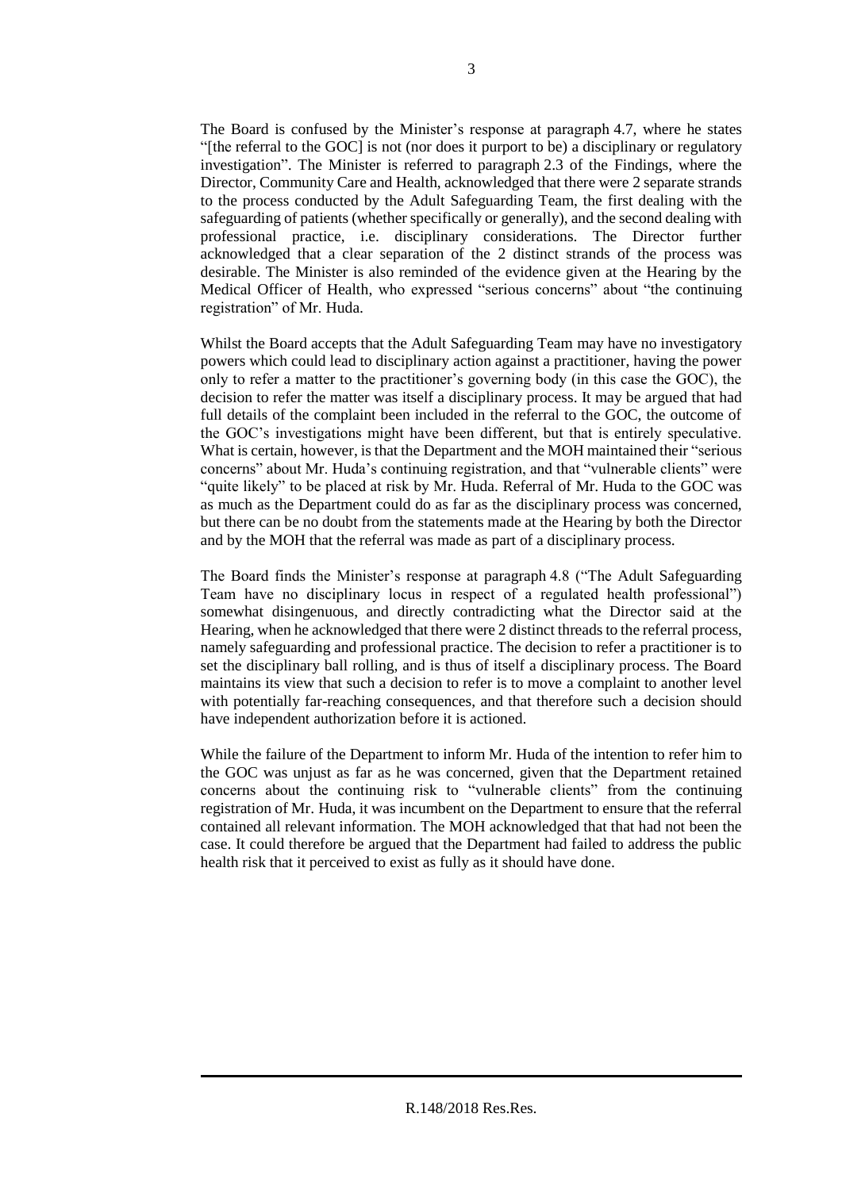The Board is confused by the Minister's response at paragraph 4.7, where he states "[the referral to the GOC] is not (nor does it purport to be) a disciplinary or regulatory investigation". The Minister is referred to paragraph 2.3 of the Findings, where the Director, Community Care and Health, acknowledged that there were 2 separate strands to the process conducted by the Adult Safeguarding Team, the first dealing with the safeguarding of patients (whether specifically or generally), and the second dealing with professional practice, i.e. disciplinary considerations. The Director further acknowledged that a clear separation of the 2 distinct strands of the process was desirable. The Minister is also reminded of the evidence given at the Hearing by the Medical Officer of Health, who expressed "serious concerns" about "the continuing registration" of Mr. Huda.

Whilst the Board accepts that the Adult Safeguarding Team may have no investigatory powers which could lead to disciplinary action against a practitioner, having the power only to refer a matter to the practitioner's governing body (in this case the GOC), the decision to refer the matter was itself a disciplinary process. It may be argued that had full details of the complaint been included in the referral to the GOC, the outcome of the GOC's investigations might have been different, but that is entirely speculative. What is certain, however, is that the Department and the MOH maintained their "serious concerns" about Mr. Huda's continuing registration, and that "vulnerable clients" were "quite likely" to be placed at risk by Mr. Huda. Referral of Mr. Huda to the GOC was as much as the Department could do as far as the disciplinary process was concerned, but there can be no doubt from the statements made at the Hearing by both the Director and by the MOH that the referral was made as part of a disciplinary process.

The Board finds the Minister's response at paragraph 4.8 ("The Adult Safeguarding Team have no disciplinary locus in respect of a regulated health professional") somewhat disingenuous, and directly contradicting what the Director said at the Hearing, when he acknowledged that there were 2 distinct threads to the referral process, namely safeguarding and professional practice. The decision to refer a practitioner is to set the disciplinary ball rolling, and is thus of itself a disciplinary process. The Board maintains its view that such a decision to refer is to move a complaint to another level with potentially far-reaching consequences, and that therefore such a decision should have independent authorization before it is actioned.

While the failure of the Department to inform Mr. Huda of the intention to refer him to the GOC was unjust as far as he was concerned, given that the Department retained concerns about the continuing risk to "vulnerable clients" from the continuing registration of Mr. Huda, it was incumbent on the Department to ensure that the referral contained all relevant information. The MOH acknowledged that that had not been the case. It could therefore be argued that the Department had failed to address the public health risk that it perceived to exist as fully as it should have done.